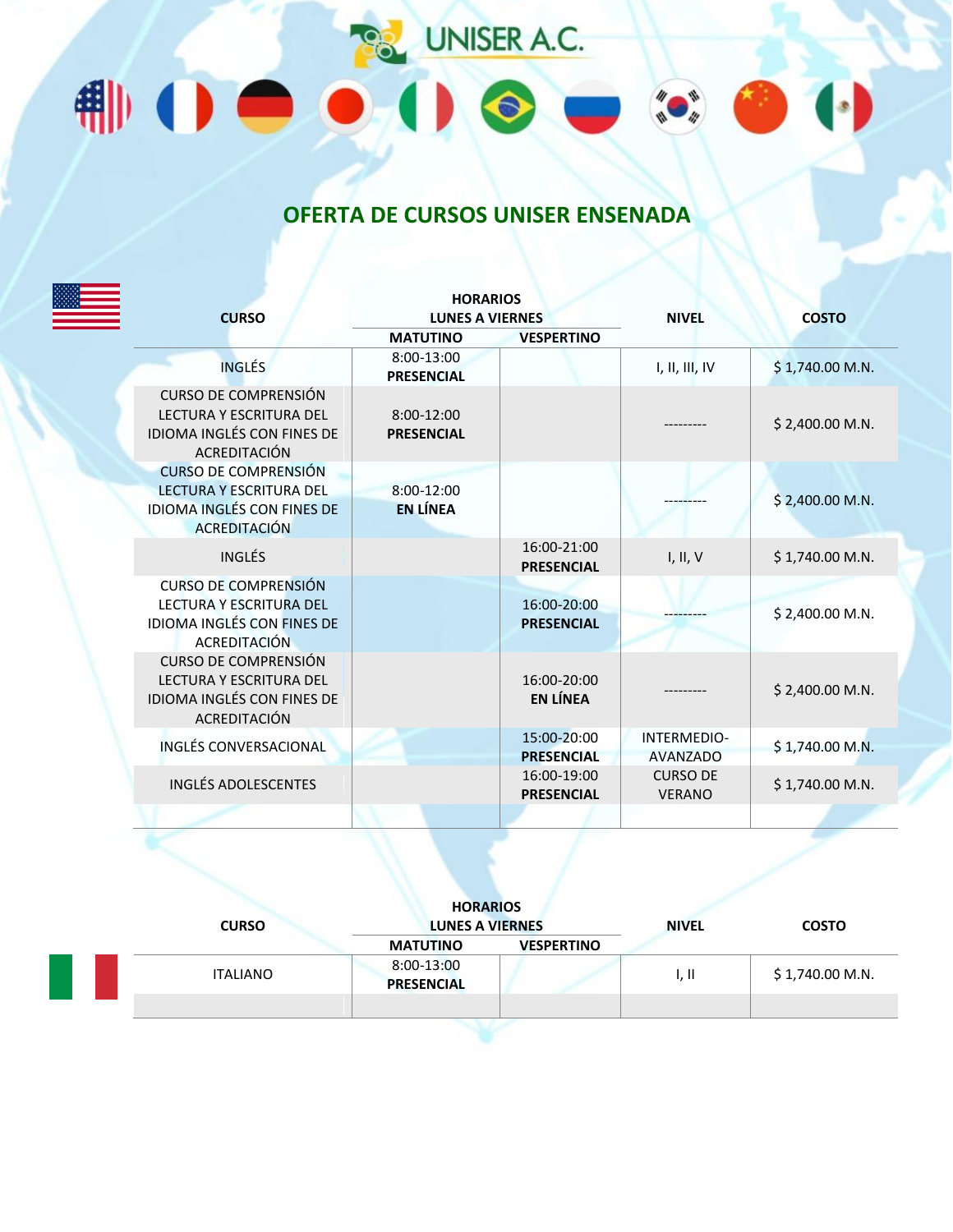UNISER A.C.

## OFERTA DE CURSOS UNISER ENSENADA

| CURSO | HORARIOS LUNES A VIERNES | | NIVEL | COSTO |
|---|---|---|---|---|
| | MATUTINO | VESPERTINO | | |
| INGLÉS | 8:00-13:00 **PRESENCIAL** | | I, II, III, IV | $ 1,740.00 M.N. |
| CURSO DE COMPRENSIÓN LECTURA Y ESCRITURA DEL IDIOMA INGLÉS CON FINES DE ACREDITACIÓN | 8:00-12:00 **PRESENCIAL** | | --------- | $ 2,400.00 M.N. |
| CURSO DE COMPRENSIÓN LECTURA Y ESCRITURA DEL IDIOMA INGLÉS CON FINES DE ACREDITACIÓN | 8:00-12:00 **EN LÍNEA** | | --------- | $ 2,400.00 M.N. |
| INGLÉS | | 16:00-21:00 **PRESENCIAL** | I, II, V | $ 1,740.00 M.N. |
| CURSO DE COMPRENSIÓN LECTURA Y ESCRITURA DEL IDIOMA INGLÉS CON FINES DE ACREDITACIÓN | | 16:00-20:00 **PRESENCIAL** | --------- | $ 2,400.00 M.N. |
| CURSO DE COMPRENSIÓN LECTURA Y ESCRITURA DEL IDIOMA INGLÉS CON FINES DE ACREDITACIÓN | | 16:00-20:00 **EN LÍNEA** | --------- | $ 2,400.00 M.N. |
| INGLÉS CONVERSACIONAL | | 15:00-20:00 **PRESENCIAL** | INTERMEDIO-AVANZADO | $ 1,740.00 M.N. |
| INGLÉS ADOLESCENTES | | 16:00-19:00 **PRESENCIAL** | CURSO DE VERANO | $ 1,740.00 M.N. |

| CURSO | HORARIOS LUNES A VIERNES | | NIVEL | COSTO |
|---|---|---|---|---|
| | MATUTINO | VESPERTINO | | |
| ITALIANO | 8:00-13:00 **PRESENCIAL** | | I, II | $ 1,740.00 M.N. |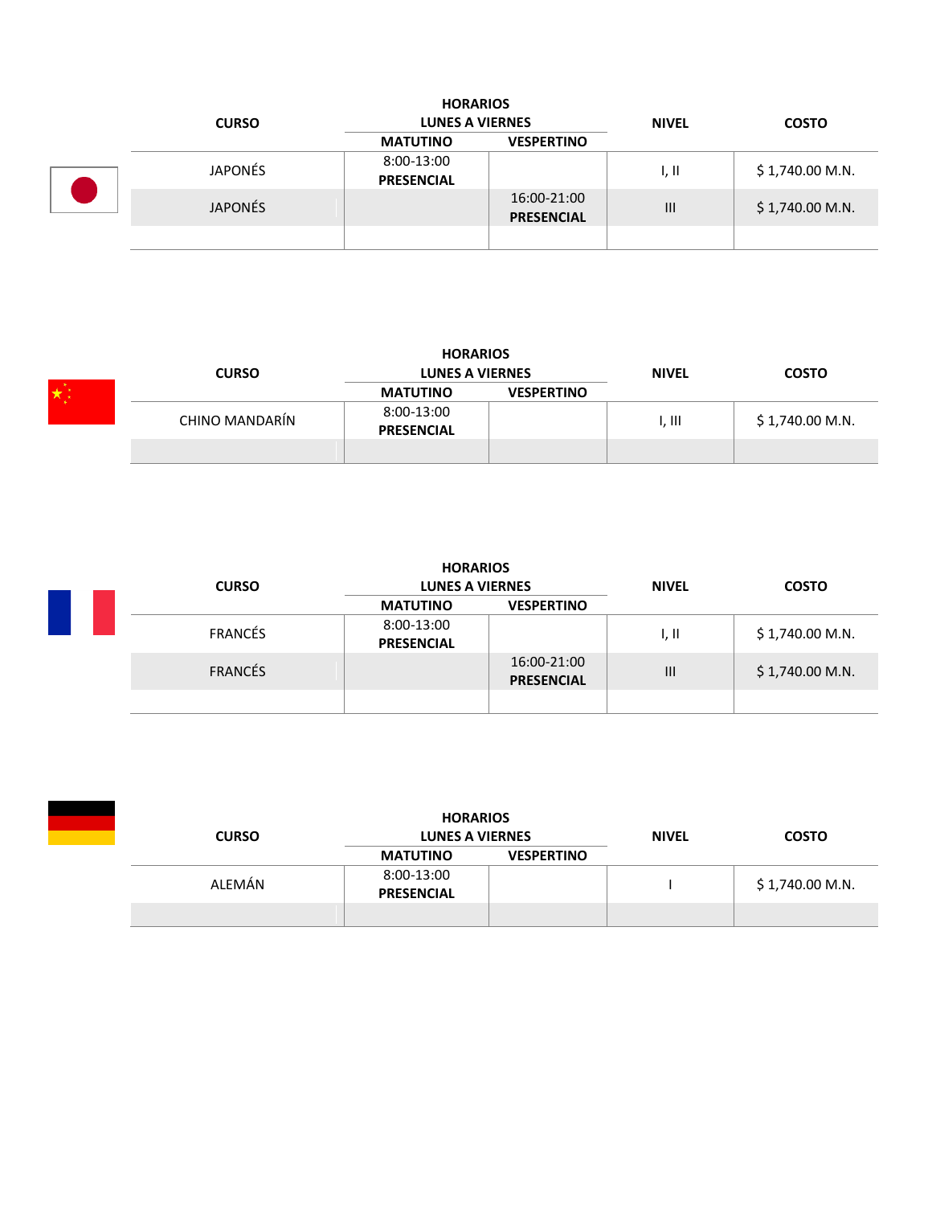| CURSO | HORARIOS LUNES A VIERNES | | NIVEL | COSTO |
|---|---|---|---|---|
| | **MATUTINO** | **VESPERTINO** | | |
| JAPONÉS | 8:00-13:00 **PRESENCIAL** | | I, II | $ 1,740.00 M.N. |
| JAPONÉS | | 16:00-21:00 **PRESENCIAL** | III | $ 1,740.00 M.N. |
| | | | | |

| CURSO | HORARIOS LUNES A VIERNES | | NIVEL | COSTO |
|---|---|---|---|---|
| | **MATUTINO** | **VESPERTINO** | | |
| CHINO MANDARÍN | 8:00-13:00 **PRESENCIAL** | | I, III | $ 1,740.00 M.N. |
| | | | | |

| CURSO | HORARIOS LUNES A VIERNES | | NIVEL | COSTO |
|---|---|---|---|---|
| | **MATUTINO** | **VESPERTINO** | | |
| FRANCÉS | 8:00-13:00 **PRESENCIAL** | | I, II | $ 1,740.00 M.N. |
| FRANCÉS | | 16:00-21:00 **PRESENCIAL** | III | $ 1,740.00 M.N. |
| | | | | |

| CURSO | HORARIOS LUNES A VIERNES | | NIVEL | COSTO |
|---|---|---|---|---|
| | **MATUTINO** | **VESPERTINO** | | |
| ALEMÁN | 8:00-13:00 **PRESENCIAL** | | I | $ 1,740.00 M.N. |
| | | | | |